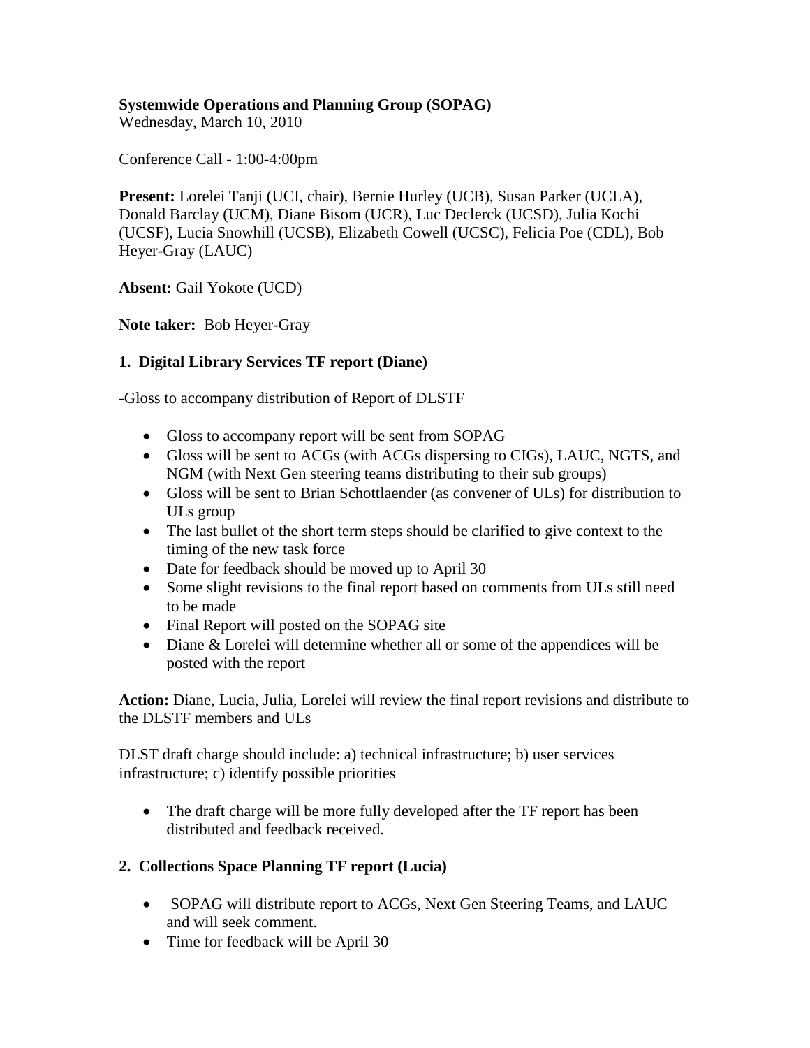**Systemwide Operations and Planning Group (SOPAG)**
Wednesday, March 10, 2010

Conference Call - 1:00-4:00pm

**Present:** Lorelei Tanji (UCI, chair), Bernie Hurley (UCB), Susan Parker (UCLA), Donald Barclay (UCM), Diane Bisom (UCR), Luc Declerck (UCSD), Julia Kochi (UCSF), Lucia Snowhill (UCSB), Elizabeth Cowell (UCSC), Felicia Poe (CDL), Bob Heyer-Gray (LAUC)

**Absent:** Gail Yokote (UCD)

**Note taker:** Bob Heyer-Gray

**1. Digital Library Services TF report (Diane)**

-Gloss to accompany distribution of Report of DLSTF

- Gloss to accompany report will be sent from SOPAG
- Gloss will be sent to ACGs (with ACGs dispersing to CIGs), LAUC, NGTS, and NGM (with Next Gen steering teams distributing to their sub groups)
- Gloss will be sent to Brian Schottlaender (as convener of ULs) for distribution to ULs group
- The last bullet of the short term steps should be clarified to give context to the timing of the new task force
- Date for feedback should be moved up to April 30
- Some slight revisions to the final report based on comments from ULs still need to be made
- Final Report will posted on the SOPAG site
- Diane & Lorelei will determine whether all or some of the appendices will be posted with the report

**Action:** Diane, Lucia, Julia, Lorelei will review the final report revisions and distribute to the DLSTF members and ULs

DLST draft charge should include: a) technical infrastructure; b) user services infrastructure; c) identify possible priorities

- The draft charge will be more fully developed after the TF report has been distributed and feedback received.

**2. Collections Space Planning TF report (Lucia)**

- SOPAG will distribute report to ACGs, Next Gen Steering Teams, and LAUC and will seek comment.
- Time for feedback will be April 30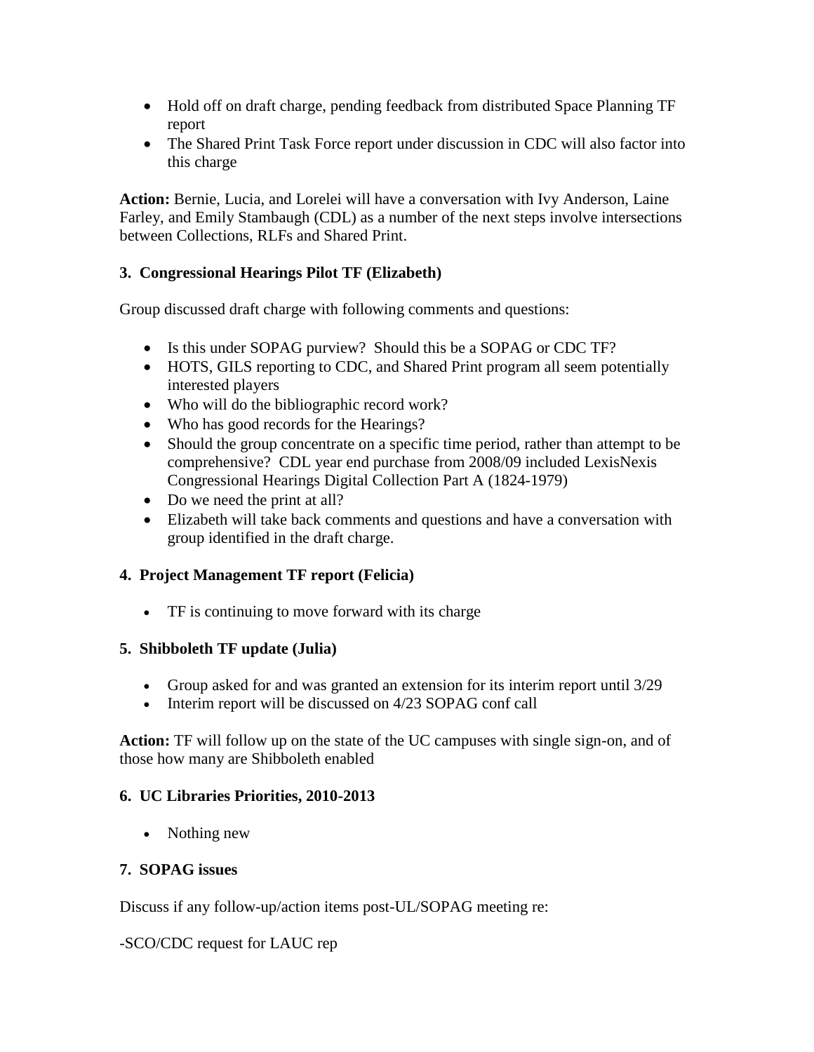- Hold off on draft charge, pending feedback from distributed Space Planning TF report
- The Shared Print Task Force report under discussion in CDC will also factor into this charge

**Action:** Bernie, Lucia, and Lorelei will have a conversation with Ivy Anderson, Laine Farley, and Emily Stambaugh (CDL) as a number of the next steps involve intersections between Collections, RLFs and Shared Print.

### 3. Congressional Hearings Pilot TF (Elizabeth)

Group discussed draft charge with following comments and questions:

- Is this under SOPAG purview? Should this be a SOPAG or CDC TF?
- HOTS, GILS reporting to CDC, and Shared Print program all seem potentially interested players
- Who will do the bibliographic record work?
- Who has good records for the Hearings?
- Should the group concentrate on a specific time period, rather than attempt to be comprehensive? CDL year end purchase from 2008/09 included LexisNexis Congressional Hearings Digital Collection Part A (1824-1979)
- Do we need the print at all?
- Elizabeth will take back comments and questions and have a conversation with group identified in the draft charge.

### 4. Project Management TF report (Felicia)

- TF is continuing to move forward with its charge

### 5. Shibboleth TF update (Julia)

- Group asked for and was granted an extension for its interim report until 3/29
- Interim report will be discussed on 4/23 SOPAG conf call

**Action:** TF will follow up on the state of the UC campuses with single sign-on, and of those how many are Shibboleth enabled

### 6. UC Libraries Priorities, 2010-2013

- Nothing new

### 7. SOPAG issues

Discuss if any follow-up/action items post-UL/SOPAG meeting re:

-SCO/CDC request for LAUC rep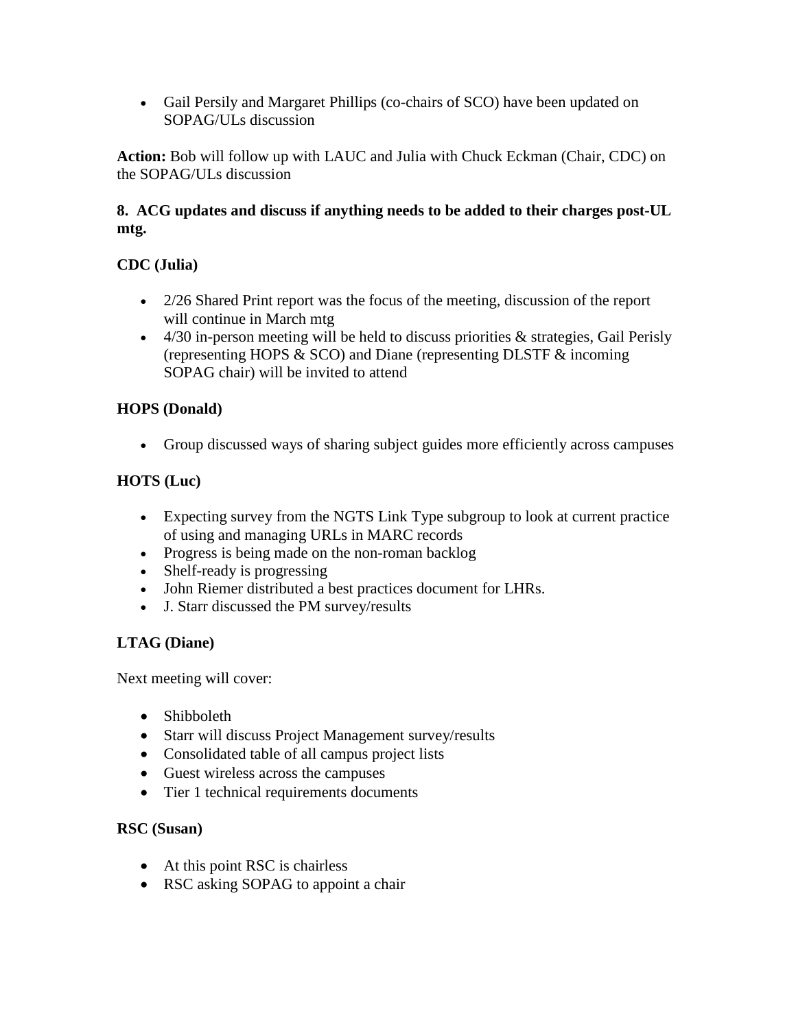- Gail Persily and Margaret Phillips (co-chairs of SCO) have been updated on SOPAG/ULs discussion

**Action:** Bob will follow up with LAUC and Julia with Chuck Eckman (Chair, CDC) on the SOPAG/ULs discussion

**8. ACG updates and discuss if anything needs to be added to their charges post-UL mtg.**

**CDC (Julia)**

- 2/26 Shared Print report was the focus of the meeting, discussion of the report will continue in March mtg
- 4/30 in-person meeting will be held to discuss priorities & strategies, Gail Perisly (representing HOPS & SCO) and Diane (representing DLSTF & incoming SOPAG chair) will be invited to attend

**HOPS (Donald)**

- Group discussed ways of sharing subject guides more efficiently across campuses

**HOTS (Luc)**

- Expecting survey from the NGTS Link Type subgroup to look at current practice of using and managing URLs in MARC records
- Progress is being made on the non-roman backlog
- Shelf-ready is progressing
- John Riemer distributed a best practices document for LHRs.
- J. Starr discussed the PM survey/results

**LTAG (Diane)**

Next meeting will cover:

- Shibboleth
- Starr will discuss Project Management survey/results
- Consolidated table of all campus project lists
- Guest wireless across the campuses
- Tier 1 technical requirements documents

**RSC (Susan)**

- At this point RSC is chairless
- RSC asking SOPAG to appoint a chair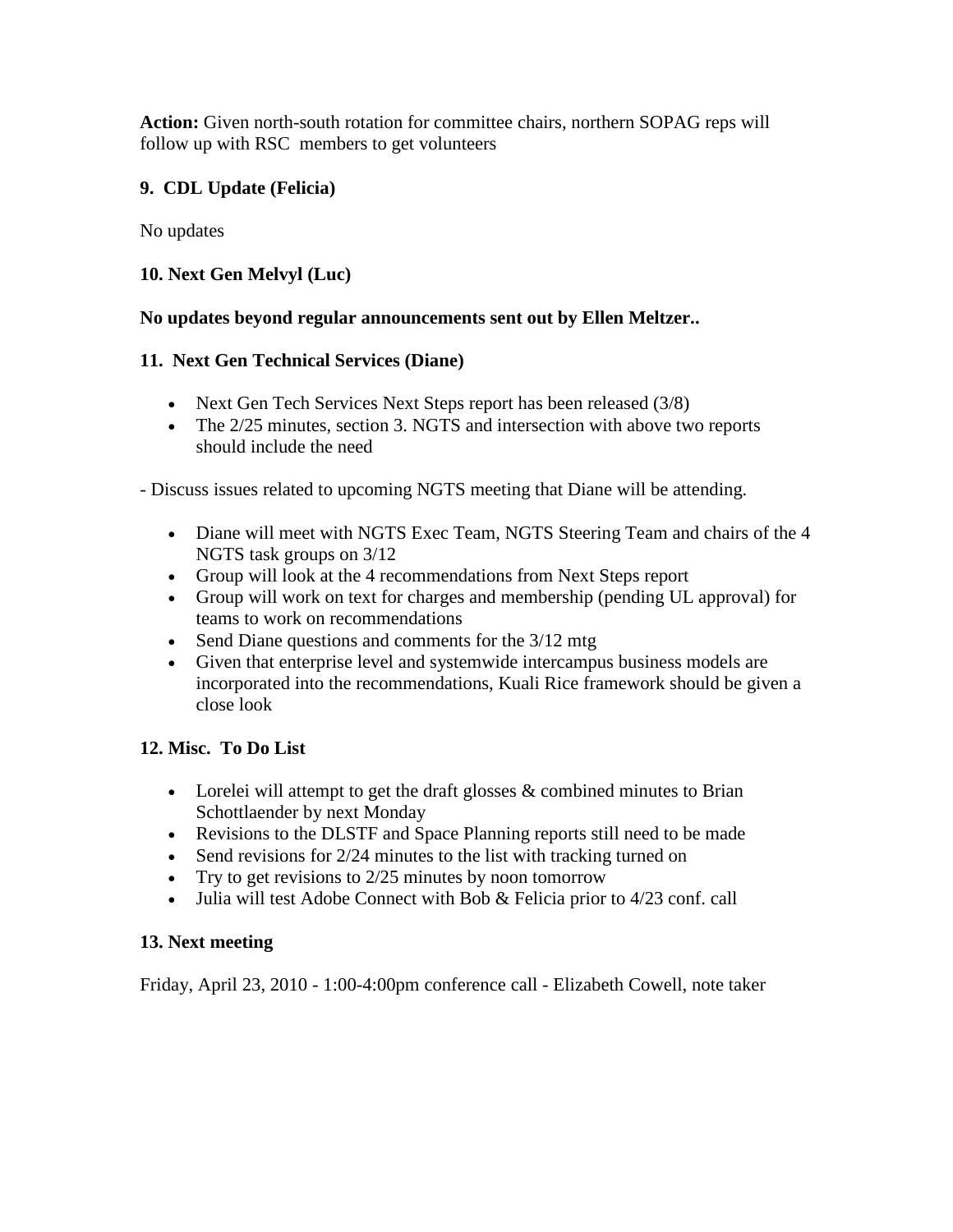**Action:** Given north-south rotation for committee chairs, northern SOPAG reps will follow up with RSC members to get volunteers

**9. CDL Update (Felicia)**

No updates

**10. Next Gen Melvyl (Luc)**

**No updates beyond regular announcements sent out by Ellen Meltzer..**

**11. Next Gen Technical Services (Diane)**

- Next Gen Tech Services Next Steps report has been released (3/8)
- The 2/25 minutes, section 3. NGTS and intersection with above two reports should include the need

- Discuss issues related to upcoming NGTS meeting that Diane will be attending.

- Diane will meet with NGTS Exec Team, NGTS Steering Team and chairs of the 4 NGTS task groups on 3/12
- Group will look at the 4 recommendations from Next Steps report
- Group will work on text for charges and membership (pending UL approval) for teams to work on recommendations
- Send Diane questions and comments for the 3/12 mtg
- Given that enterprise level and systemwide intercampus business models are incorporated into the recommendations, Kuali Rice framework should be given a close look

**12. Misc. To Do List**

- Lorelei will attempt to get the draft glosses & combined minutes to Brian Schottlaender by next Monday
- Revisions to the DLSTF and Space Planning reports still need to be made
- Send revisions for 2/24 minutes to the list with tracking turned on
- Try to get revisions to 2/25 minutes by noon tomorrow
- Julia will test Adobe Connect with Bob & Felicia prior to 4/23 conf. call

**13. Next meeting**

Friday, April 23, 2010 - 1:00-4:00pm conference call - Elizabeth Cowell, note taker